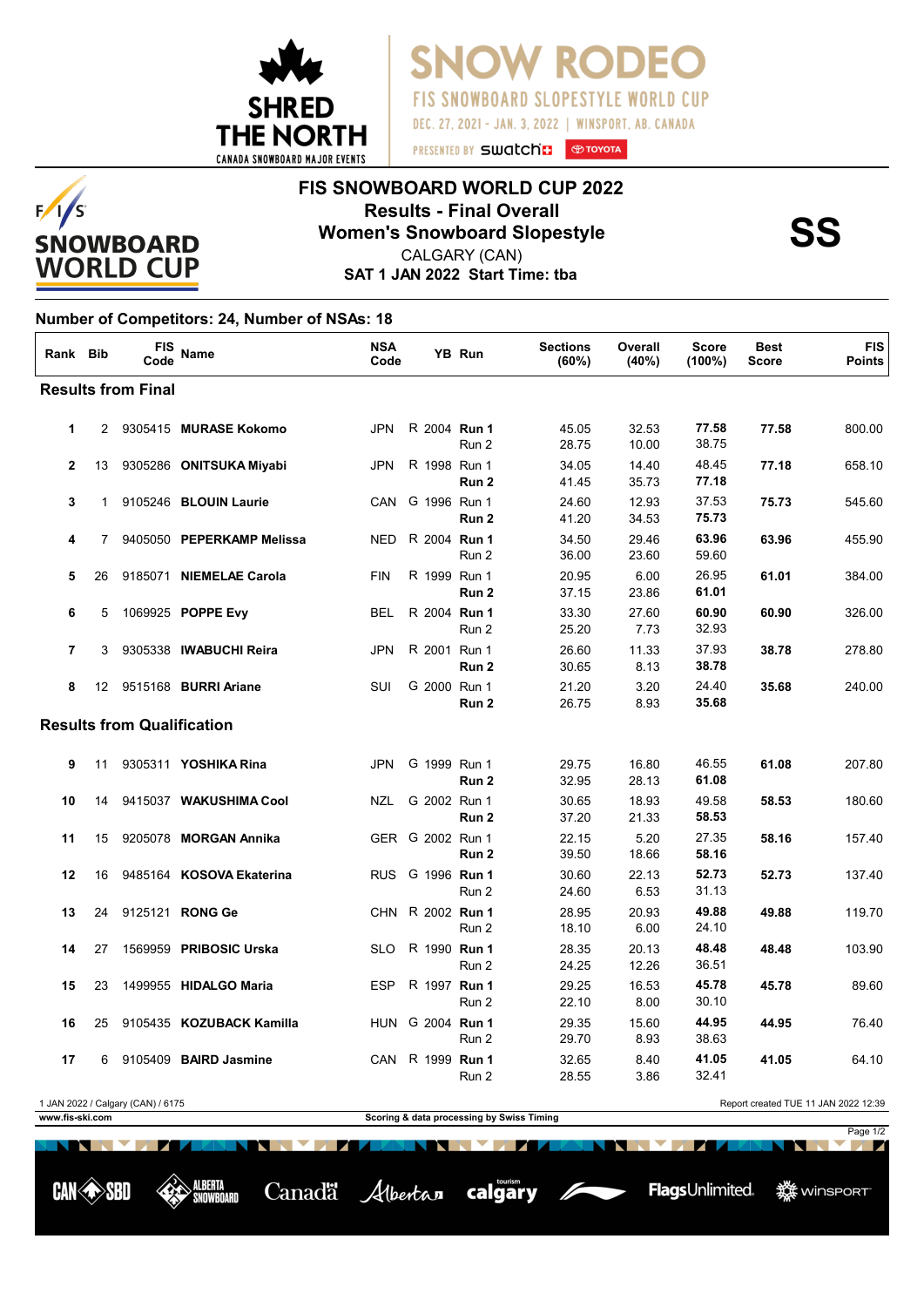SNOW RODEO

FIS SNOWBOARD SLOPESTYLE WORLD CUP

DEC. 27, 2021 - JAN. 3, 2022 | WINSPORT, AB. CANADA

PRESENTED BY swatch TOYOTA

SHRED THE NORTH
CANADA SNOWBOARD MAJOR EVENTS

FIS SNOWBOARD WORLD CUP

# FIS SNOWBOARD WORLD CUP 2022

## Results - Final Overall

## Women's Snowboard Slopestyle

**SS**

CALGARY (CAN)

**SAT 1 JAN 2022 Start Time: tba**

### Number of Competitors: 24, Number of NSAs: 18

| Rank | Bib | FIS Code | Name | NSA Code | | YB | Run | Sections (60%) | Overall (40%) | Score (100%) | Best Score | FIS Points |
|---|---|---|---|---|---|---|---|---|---|---|---|---|
| **Results from Final** | | | | | | | | | | | | |
| 1 | 2 | 9305415 | **MURASE Kokomo** | JPN | R | 2004 | **Run 1** | 45.05 | 32.53 | **77.58** | **77.58** | 800.00 |
| | | | | | | | Run 2 | 28.75 | 10.00 | 38.75 | | |
| 2 | 13 | 9305286 | **ONITSUKA Miyabi** | JPN | R | 1998 | Run 1 | 34.05 | 14.40 | 48.45 | **77.18** | 658.10 |
| | | | | | | | **Run 2** | 41.45 | 35.73 | **77.18** | | |
| 3 | 1 | 9105246 | **BLOUIN Laurie** | CAN | G | 1996 | Run 1 | 24.60 | 12.93 | 37.53 | **75.73** | 545.60 |
| | | | | | | | **Run 2** | 41.20 | 34.53 | **75.73** | | |
| 4 | 7 | 9405050 | **PEPERKAMP Melissa** | NED | R | 2004 | **Run 1** | 34.50 | 29.46 | **63.96** | **63.96** | 455.90 |
| | | | | | | | Run 2 | 36.00 | 23.60 | 59.60 | | |
| 5 | 26 | 9185071 | **NIEMELAE Carola** | FIN | R | 1999 | Run 1 | 20.95 | 6.00 | 26.95 | **61.01** | 384.00 |
| | | | | | | | **Run 2** | 37.15 | 23.86 | **61.01** | | |
| 6 | 5 | 1069925 | **POPPE Evy** | BEL | R | 2004 | **Run 1** | 33.30 | 27.60 | **60.90** | **60.90** | 326.00 |
| | | | | | | | Run 2 | 25.20 | 7.73 | 32.93 | | |
| 7 | 3 | 9305338 | **IWABUCHI Reira** | JPN | R | 2001 | Run 1 | 26.60 | 11.33 | 37.93 | **38.78** | 278.80 |
| | | | | | | | **Run 2** | 30.65 | 8.13 | **38.78** | | |
| 8 | 12 | 9515168 | **BURRI Ariane** | SUI | G | 2000 | Run 1 | 21.20 | 3.20 | 24.40 | **35.68** | 240.00 |
| | | | | | | | **Run 2** | 26.75 | 8.93 | **35.68** | | |
| **Results from Qualification** | | | | | | | | | | | | |
| 9 | 11 | 9305311 | **YOSHIKA Rina** | JPN | G | 1999 | Run 1 | 29.75 | 16.80 | 46.55 | **61.08** | 207.80 |
| | | | | | | | **Run 2** | 32.95 | 28.13 | **61.08** | | |
| 10 | 14 | 9415037 | **WAKUSHIMA Cool** | NZL | G | 2002 | Run 1 | 30.65 | 18.93 | 49.58 | **58.53** | 180.60 |
| | | | | | | | **Run 2** | 37.20 | 21.33 | **58.53** | | |
| 11 | 15 | 9205078 | **MORGAN Annika** | GER | G | 2002 | Run 1 | 22.15 | 5.20 | 27.35 | **58.16** | 157.40 |
| | | | | | | | **Run 2** | 39.50 | 18.66 | **58.16** | | |
| 12 | 16 | 9485164 | **KOSOVA Ekaterina** | RUS | G | 1996 | **Run 1** | 30.60 | 22.13 | **52.73** | **52.73** | 137.40 |
| | | | | | | | Run 2 | 24.60 | 6.53 | 31.13 | | |
| 13 | 24 | 9125121 | **RONG Ge** | CHN | R | 2002 | **Run 1** | 28.95 | 20.93 | **49.88** | **49.88** | 119.70 |
| | | | | | | | Run 2 | 18.10 | 6.00 | 24.10 | | |
| 14 | 27 | 1569959 | **PRIBOSIC Urska** | SLO | R | 1990 | **Run 1** | 28.35 | 20.13 | **48.48** | **48.48** | 103.90 |
| | | | | | | | Run 2 | 24.25 | 12.26 | 36.51 | | |
| 15 | 23 | 1499955 | **HIDALGO Maria** | ESP | R | 1997 | **Run 1** | 29.25 | 16.53 | **45.78** | **45.78** | 89.60 |
| | | | | | | | Run 2 | 22.10 | 8.00 | 30.10 | | |
| 16 | 25 | 9105435 | **KOZUBACK Kamilla** | HUN | G | 2004 | **Run 1** | 29.35 | 15.60 | **44.95** | **44.95** | 76.40 |
| | | | | | | | Run 2 | 29.70 | 8.93 | 38.63 | | |
| 17 | 6 | 9105409 | **BAIRD Jasmine** | CAN | R | 1999 | **Run 1** | 32.65 | 8.40 | **41.05** | **41.05** | 64.10 |
| | | | | | | | Run 2 | 28.55 | 3.86 | 32.41 | | |

1 JAN 2022 / Calgary (CAN) / 6175

Report created TUE 11 JAN 2022 12:39

www.fis-ski.com

Scoring & data processing by Swiss Timing

CAN SBD ALBERTA SNOWBOARD Canada Alberta tourism calgary FlagsUnlimited WINSPORT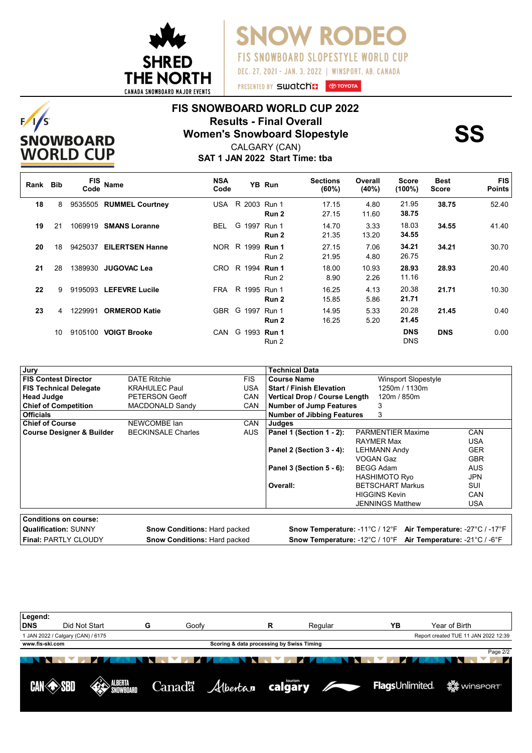SNOW RODEO

FIS SNOWBOARD SLOPESTYLE WORLD CUP

DEC. 27, 2021 - JAN. 3, 2022 | WINSPORT, AB, CANADA

PRESENTED BY swatch TOYOTA

# FIS SNOWBOARD WORLD CUP 2022

## Results - Final Overall

## Women's Snowboard Slopestyle

**SS**

CALGARY (CAN)

**SAT 1 JAN 2022 Start Time: tba**

| Rank | Bib | FIS Code | Name | NSA Code | | YB | Run | Sections (60%) | Overall (40%) | Score (100%) | Best Score | FIS Points |
|---|---|---|---|---|---|---|---|---|---|---|---|---|
| 18 | 8 | 9535505 | **RUMMEL Courtney** | USA | R | 2003 | Run 1 | 17.15 | 4.80 | 21.95 | **38.75** | 52.40 |
| | | | | | | | **Run 2** | 27.15 | 11.60 | **38.75** | | |
| 19 | 21 | 1069919 | **SMANS Loranne** | BEL | G | 1997 | Run 1 | 14.70 | 3.33 | 18.03 | **34.55** | 41.40 |
| | | | | | | | **Run 2** | 21.35 | 13.20 | **34.55** | | |
| 20 | 18 | 9425037 | **EILERTSEN Hanne** | NOR | R | 1999 | **Run 1** | 27.15 | 7.06 | **34.21** | **34.21** | 30.70 |
| | | | | | | | Run 2 | 21.95 | 4.80 | 26.75 | | |
| 21 | 28 | 1389930 | **JUGOVAC Lea** | CRO | R | 1994 | **Run 1** | 18.00 | 10.93 | **28.93** | **28.93** | 20.40 |
| | | | | | | | Run 2 | 8.90 | 2.26 | 11.16 | | |
| 22 | 9 | 9195093 | **LEFEVRE Lucile** | FRA | R | 1995 | Run 1 | 16.25 | 4.13 | 20.38 | **21.71** | 10.30 |
| | | | | | | | **Run 2** | 15.85 | 5.86 | **21.71** | | |
| 23 | 4 | 1229991 | **ORMEROD Katie** | GBR | G | 1997 | Run 1 | 14.95 | 5.33 | 20.28 | **21.45** | 0.40 |
| | | | | | | | **Run 2** | 16.25 | 5.20 | **21.45** | | |
| | 10 | 9105100 | **VOIGT Brooke** | CAN | G | 1993 | **Run 1** | | | **DNS** | **DNS** | 0.00 |
| | | | | | | | Run 2 | | | DNS | | |

| Jury | | |
|---|---|---|
| **FIS Contest Director** | DATE Ritchie | FIS |
| **FIS Technical Delegate** | KRAHULEC Paul | USA |
| **Head Judge** | PETERSON Geoff | CAN |
| **Chief of Competition** | MACDONALD Sandy | CAN |
| **Officials** | | |
| **Chief of Course** | NEWCOMBE Ian | CAN |
| **Course Designer & Builder** | BECKINSALE Charles | AUS |

| Technical Data | | |
|---|---|---|
| **Course Name** | Winsport Slopestyle | |
| **Start / Finish Elevation** | 1250m / 1130m | |
| **Vertical Drop / Course Length** | 120m / 850m | |
| **Number of Jump Features** | 3 | |
| **Number of Jibbing Features** | 3 | |
| **Judges** | | |
| **Panel 1 (Section 1 - 2):** | PARMENTIER Maxime | CAN |
| | RAYMER Max | USA |
| **Panel 2 (Section 3 - 4):** | LEHMANN Andy | GER |
| | VOGAN Gaz | GBR |
| **Panel 3 (Section 5 - 6):** | BEGG Adam | AUS |
| | HASHIMOTO Ryo | JPN |
| **Overall:** | BETSCHART Markus | SUI |
| | HIGGINS Kevin | CAN |
| | JENNINGS Matthew | USA |

| Conditions on course: | | | |
|---|---|---|---|
| **Qualification:** SUNNY | **Snow Conditions:** Hard packed | **Snow Temperature:** -11°C / 12°F | **Air Temperature:** -27°C / -17°F |
| **Final:** PARTLY CLOUDY | **Snow Conditions:** Hard packed | **Snow Temperature:** -12°C / 10°F | **Air Temperature:** -21°C / -6°F |

| Legend: | | | | | | | |
|---|---|---|---|---|---|---|---|
| **DNS** | Did Not Start | **G** | Goofy | **R** | Regular | **YB** | Year of Birth |

1 JAN 2022 / Calgary (CAN) / 6175

Report created TUE 11 JAN 2022 12:39

www.fis-ski.com

Scoring & data processing by Swiss Timing